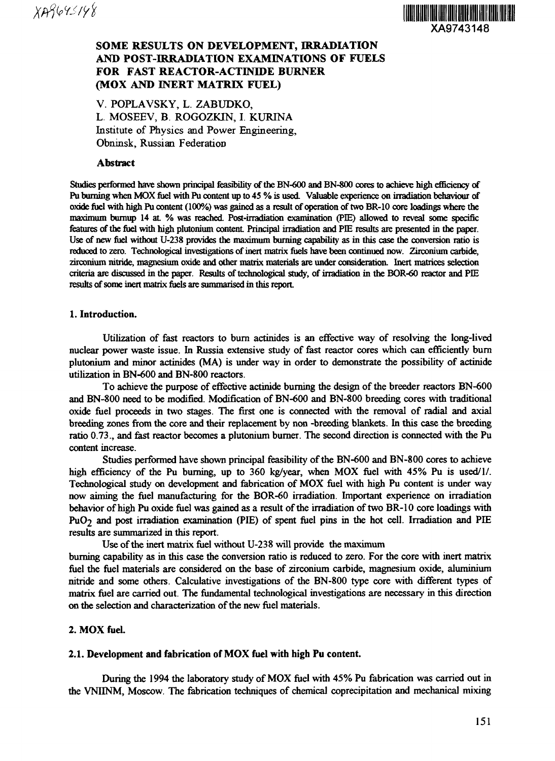XA9743148

# SOME RESULTS ON DEVELOPMENT, IRRADIATION AND POST-IRRADIATION EXAMINATIONS OF FUELS FOR FAST REACTOR-ACTINIDE BURNER (MOX AND INERT MATRIX FUEL)

V. POPLAVSKY, L. ZABUDKO,
L. MOSEEV, B. ROGOZKIN, I. KURINA
Institute of Physics and Power Engineering,
Obninsk, Russian Federation

**Abstract**

Studies performed have shown principal feasibility of the BN-600 and BN-800 cores to achieve high efficiency of Pu burning when MOX fuel with Pu content up to 45 % is used. Valuable experience on irradiation behaviour of oxide fuel with high Pu content (100%) was gained as a result of operation of two BR-10 core loadings where the maximum burnup 14 at. % was reached. Post-irradiation examination (PIE) allowed to reveal some specific features of the fuel with high plutonium content. Principal irradiation and PIE results are presented in the paper. Use of new fuel without U-238 provides the maximum burning capability as in this case the conversion ratio is reduced to zero. Technological investigations of inert matrix fuels have been continued now. Zirconium carbide, zirconium nitride, magnesium oxide and other matrix materials are under consideration. Inert matrices selection criteria are discussed in the paper. Results of technological study, of irradiation in the BOR-60 reactor and PIE results of some inert matrix fuels are summarised in this report.

## 1. Introduction.

Utilization of fast reactors to burn actinides is an effective way of resolving the long-lived nuclear power waste issue. In Russia extensive study of fast reactor cores which can efficiently burn plutonium and minor actinides (MA) is under way in order to demonstrate the possibility of actinide utilization in BN-600 and BN-800 reactors.

To achieve the purpose of effective actinide burning the design of the breeder reactors BN-600 and BN-800 need to be modified. Modification of BN-600 and BN-800 breeding cores with traditional oxide fuel proceeds in two stages. The first one is connected with the removal of radial and axial breeding zones from the core and their replacement by non -breeding blankets. In this case the breeding ratio 0.73., and fast reactor becomes a plutonium burner. The second direction is connected with the Pu content increase.

Studies performed have shown principal feasibility of the BN-600 and BN-800 cores to achieve high efficiency of the Pu burning, up to 360 kg/year, when MOX fuel with 45% Pu is used/1/. Technological study on development and fabrication of MOX fuel with high Pu content is under way now aiming the fuel manufacturing for the BOR-60 irradiation. Important experience on irradiation behavior of high Pu oxide fuel was gained as a result of the irradiation of two BR-10 core loadings with $PuO_2$ and post irradiation examination (PIE) of spent fuel pins in the hot cell. Irradiation and PIE results are summarized in this report.

Use of the inert matrix fuel without U-238 will provide the maximum burning capability as in this case the conversion ratio is reduced to zero. For the core with inert matrix fuel the fuel materials are considered on the base of zirconium carbide, magnesium oxide, aluminium nitride and some others. Calculative investigations of the BN-800 type core with different types of matrix fuel are carried out. The fundamental technological investigations are necessary in this direction on the selection and characterization of the new fuel materials.

## 2. MOX fuel.

### 2.1. Development and fabrication of MOX fuel with high Pu content.

During the 1994 the laboratory study of MOX fuel with 45% Pu fabrication was carried out in the VNIINM, Moscow. The fabrication techniques of chemical coprecipitation and mechanical mixing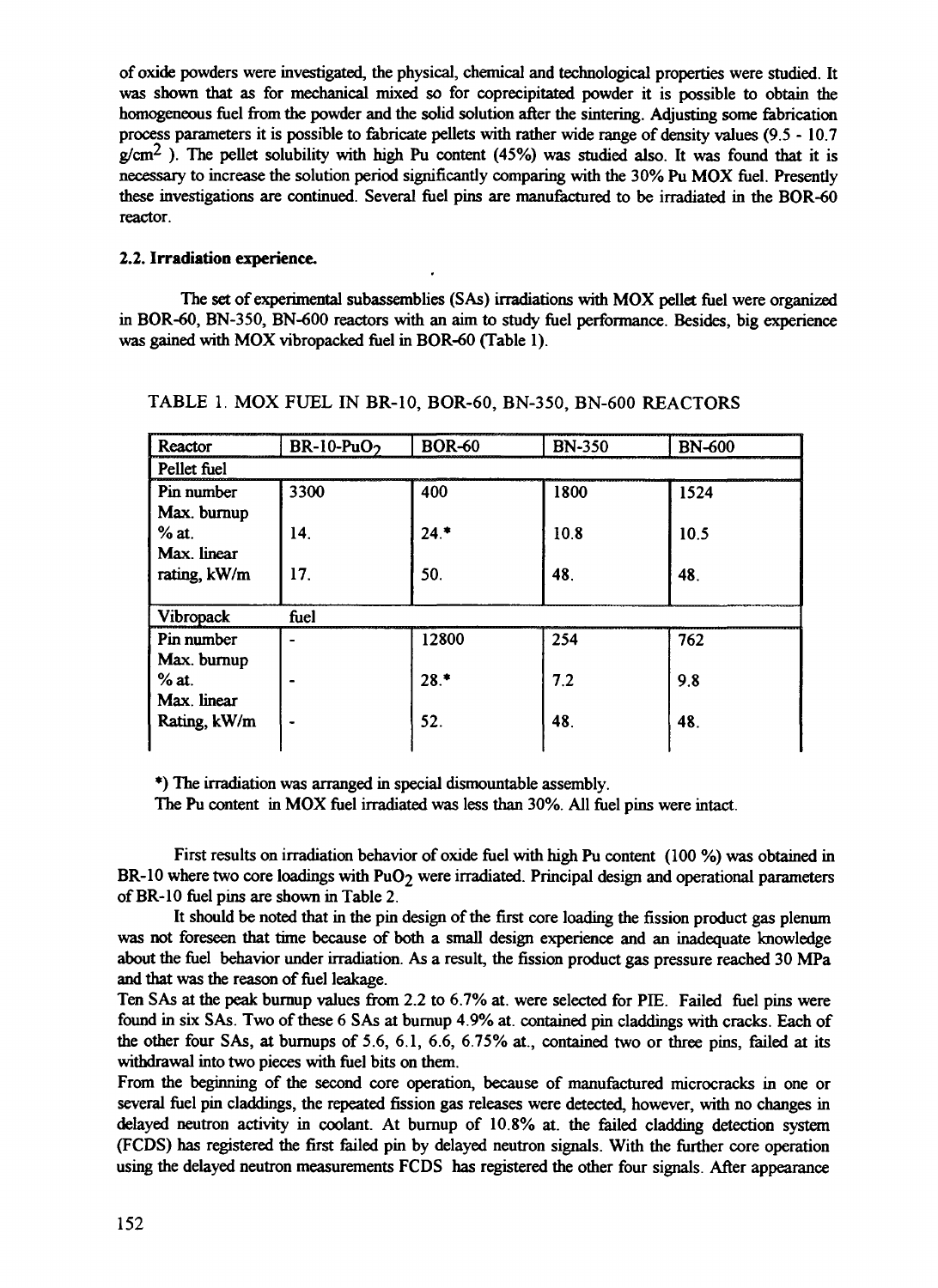of oxide powders were investigated, the physical, chemical and technological properties were studied. It was shown that as for mechanical mixed so for coprecipitated powder it is possible to obtain the homogeneous fuel from the powder and the solid solution after the sintering. Adjusting some fabrication process parameters it is possible to fabricate pellets with rather wide range of density values (9.5 - 10.7 $g/cm^2$ ). The pellet solubility with high Pu content (45%) was studied also. It was found that it is necessary to increase the solution period significantly comparing with the 30% Pu MOX fuel. Presently these investigations are continued. Several fuel pins are manufactured to be irradiated in the BOR-60 reactor.

### 2.2. Irradiation experience.

The set of experimental subassemblies (SAs) irradiations with MOX pellet fuel were organized in BOR-60, BN-350, BN-600 reactors with an aim to study fuel performance. Besides, big experience was gained with MOX vibropacked fuel in BOR-60 (Table 1).

TABLE 1. MOX FUEL IN BR-10, BOR-60, BN-350, BN-600 REACTORS

| Reactor | BR-10-$PuO_2$ | BOR-60 | BN-350 | BN-600 |
|---|---|---|---|---|
| **Pellet fuel** | | | | |
| Pin number | 3300 | 400 | 1800 | 1524 |
| Max. burnup % at. | 14. | 24.* | 10.8 | 10.5 |
| Max. linear rating, kW/m | 17. | 50. | 48. | 48. |
| **Vibropack fuel** | | | | |
| Pin number | - | 12800 | 254 | 762 |
| Max. burnup % at. | - | 28.* | 7.2 | 9.8 |
| Max. linear Rating, kW/m | - | 52. | 48. | 48. |

*) The irradiation was arranged in special dismountable assembly.
The Pu content in MOX fuel irradiated was less than 30%. All fuel pins were intact.

First results on irradiation behavior of oxide fuel with high Pu content (100 %) was obtained in BR-10 where two core loadings with $PuO_2$ were irradiated. Principal design and operational parameters of BR-10 fuel pins are shown in Table 2.

It should be noted that in the pin design of the first core loading the fission product gas plenum was not foreseen that time because of both a small design experience and an inadequate knowledge about the fuel behavior under irradiation. As a result, the fission product gas pressure reached 30 MPa and that was the reason of fuel leakage.

Ten SAs at the peak burnup values from 2.2 to 6.7% at. were selected for PIE. Failed fuel pins were found in six SAs. Two of these 6 SAs at burnup 4.9% at. contained pin claddings with cracks. Each of the other four SAs, at burnups of 5.6, 6.1, 6.6, 6.75% at., contained two or three pins, failed at its withdrawal into two pieces with fuel bits on them.

From the beginning of the second core operation, because of manufactured microcracks in one or several fuel pin claddings, the repeated fission gas releases were detected, however, with no changes in delayed neutron activity in coolant. At burnup of 10.8% at. the failed cladding detection system (FCDS) has registered the first failed pin by delayed neutron signals. With the further core operation using the delayed neutron measurements FCDS has registered the other four signals. After appearance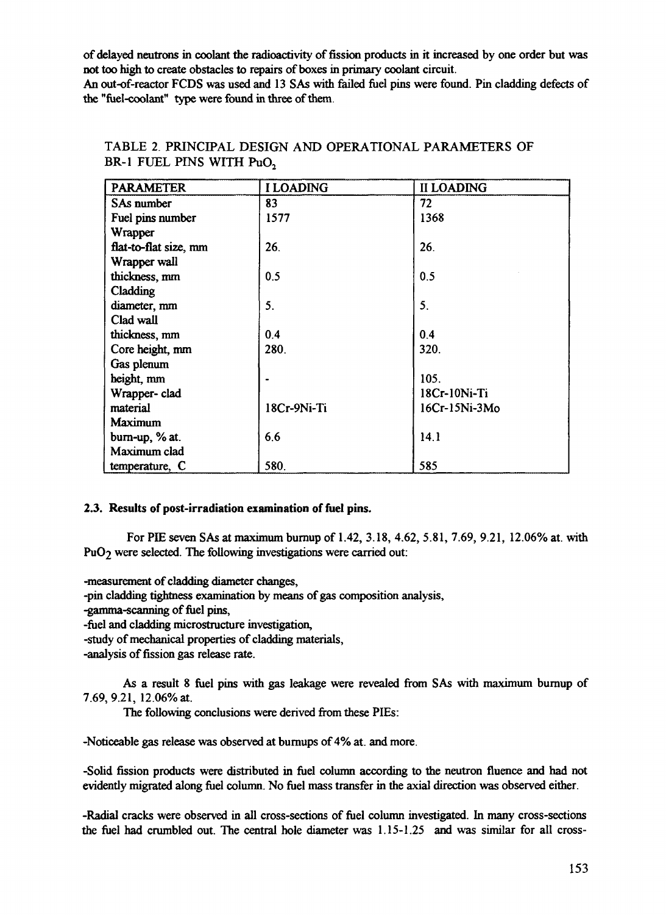of delayed neutrons in coolant the radioactivity of fission products in it increased by one order but was not too high to create obstacles to repairs of boxes in primary coolant circuit.
An out-of-reactor FCDS was used and 13 SAs with failed fuel pins were found. Pin cladding defects of the "fuel-coolant" type were found in three of them.

TABLE 2. PRINCIPAL DESIGN AND OPERATIONAL PARAMETERS OF BR-1 FUEL PINS WITH $PuO_2$

| PARAMETER | I LOADING | II LOADING |
|---|---|---|
| SAs number | 83 | 72 |
| Fuel pins number | 1577 | 1368 |
| Wrapper flat-to-flat size, mm | 26. | 26. |
| Wrapper wall thickness, mm | 0.5 | 0.5 |
| Cladding diameter, mm | 5. | 5. |
| Clad wall thickness, mm | 0.4 | 0.4 |
| Core height, mm | 280. | 320. |
| Gas plenum height, mm | - | 105. |
| Wrapper- clad material | 18Cr-9Ni-Ti | 18Cr-10Ni-Ti 16Cr-15Ni-3Mo |
| Maximum burn-up, % at. | 6.6 | 14.1 |
| Maximum clad temperature, C | 580. | 585 |

### 2.3. Results of post-irradiation examination of fuel pins.

For PIE seven SAs at maximum burnup of 1.42, 3.18, 4.62, 5.81, 7.69, 9.21, 12.06% at. with $PuO_2$ were selected. The following investigations were carried out:

-measurement of cladding diameter changes,
-pin cladding tightness examination by means of gas composition analysis,
-gamma-scanning of fuel pins,
-fuel and cladding microstructure investigation,
-study of mechanical properties of cladding materials,
-analysis of fission gas release rate.

As a result 8 fuel pins with gas leakage were revealed from SAs with maximum burnup of 7.69, 9.21, 12.06% at.

The following conclusions were derived from these PIEs:

-Noticeable gas release was observed at burnups of 4% at. and more.

-Solid fission products were distributed in fuel column according to the neutron fluence and had not evidently migrated along fuel column. No fuel mass transfer in the axial direction was observed either.

-Radial cracks were observed in all cross-sections of fuel column investigated. In many cross-sections the fuel had crumbled out. The central hole diameter was 1.15-1.25 and was similar for all cross-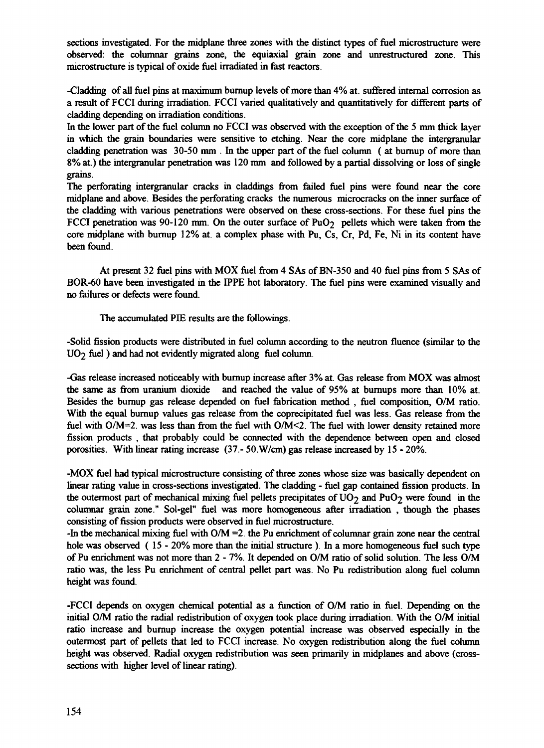sections investigated. For the midplane three zones with the distinct types of fuel microstructure were observed: the columnar grains zone, the equiaxial grain zone and unrestructured zone. This microstructure is typical of oxide fuel irradiated in fast reactors.

-Cladding of all fuel pins at maximum burnup levels of more than 4% at. suffered internal corrosion as a result of FCCI during irradiation. FCCI varied qualitatively and quantitatively for different parts of cladding depending on irradiation conditions.
In the lower part of the fuel column no FCCI was observed with the exception of the 5 mm thick layer in which the grain boundaries were sensitive to etching. Near the core midplane the intergranular cladding penetration was 30-50 mm . In the upper part of the fuel column ( at burnup of more than 8% at.) the intergranular penetration was 120 mm and followed by a partial dissolving or loss of single grains.
The perforating intergranular cracks in claddings from failed fuel pins were found near the core midplane and above. Besides the perforating cracks the numerous microcracks on the inner surface of the cladding with various penetrations were observed on these cross-sections. For these fuel pins the FCCI penetration was 90-120 mm. On the outer surface of $PuO_2$ pellets which were taken from the core midplane with burnup 12% at. a complex phase with Pu, Cs, Cr, Pd, Fe, Ni in its content have been found.

At present 32 fuel pins with MOX fuel from 4 SAs of BN-350 and 40 fuel pins from 5 SAs of BOR-60 have been investigated in the IPPE hot laboratory. The fuel pins were examined visually and no failures or defects were found.

The accumulated PIE results are the followings.

-Solid fission products were distributed in fuel column according to the neutron fluence (similar to the $UO_2$ fuel ) and had not evidently migrated along fuel column.

-Gas release increased noticeably with burnup increase after 3% at. Gas release from MOX was almost the same as from uranium dioxide and reached the value of 95% at burnups more than 10% at. Besides the burnup gas release depended on fuel fabrication method , fuel composition, O/M ratio. With the equal burnup values gas release from the coprecipitated fuel was less. Gas release from the fuel with O/M=2. was less than from the fuel with O/M<2. The fuel with lower density retained more fission products , that probably could be connected with the dependence between open and closed porosities. With linear rating increase (37.- 50.W/cm) gas release increased by 15 - 20%.

-MOX fuel had typical microstructure consisting of three zones whose size was basically dependent on linear rating value in cross-sections investigated. The cladding - fuel gap contained fission products. In the outermost part of mechanical mixing fuel pellets precipitates of $UO_2$ and $PuO_2$ were found in the columnar grain zone." Sol-gel" fuel was more homogeneous after irradiation , though the phases consisting of fission products were observed in fuel microstructure.
-In the mechanical mixing fuel with O/M =2. the Pu enrichment of columnar grain zone near the central hole was observed ( 15 - 20% more than the initial structure ). In a more homogeneous fuel such type of Pu enrichment was not more than 2 - 7%. It depended on O/M ratio of solid solution. The less O/M ratio was, the less Pu enrichment of central pellet part was. No Pu redistribution along fuel column height was found.

-FCCI depends on oxygen chemical potential as a function of O/M ratio in fuel. Depending on the initial O/M ratio the radial redistribution of oxygen took place during irradiation. With the O/M initial ratio increase and burnup increase the oxygen potential increase was observed especially in the outermost part of pellets that led to FCCI increase. No oxygen redistribution along the fuel column height was observed. Radial oxygen redistribution was seen primarily in midplanes and above (cross-sections with higher level of linear rating).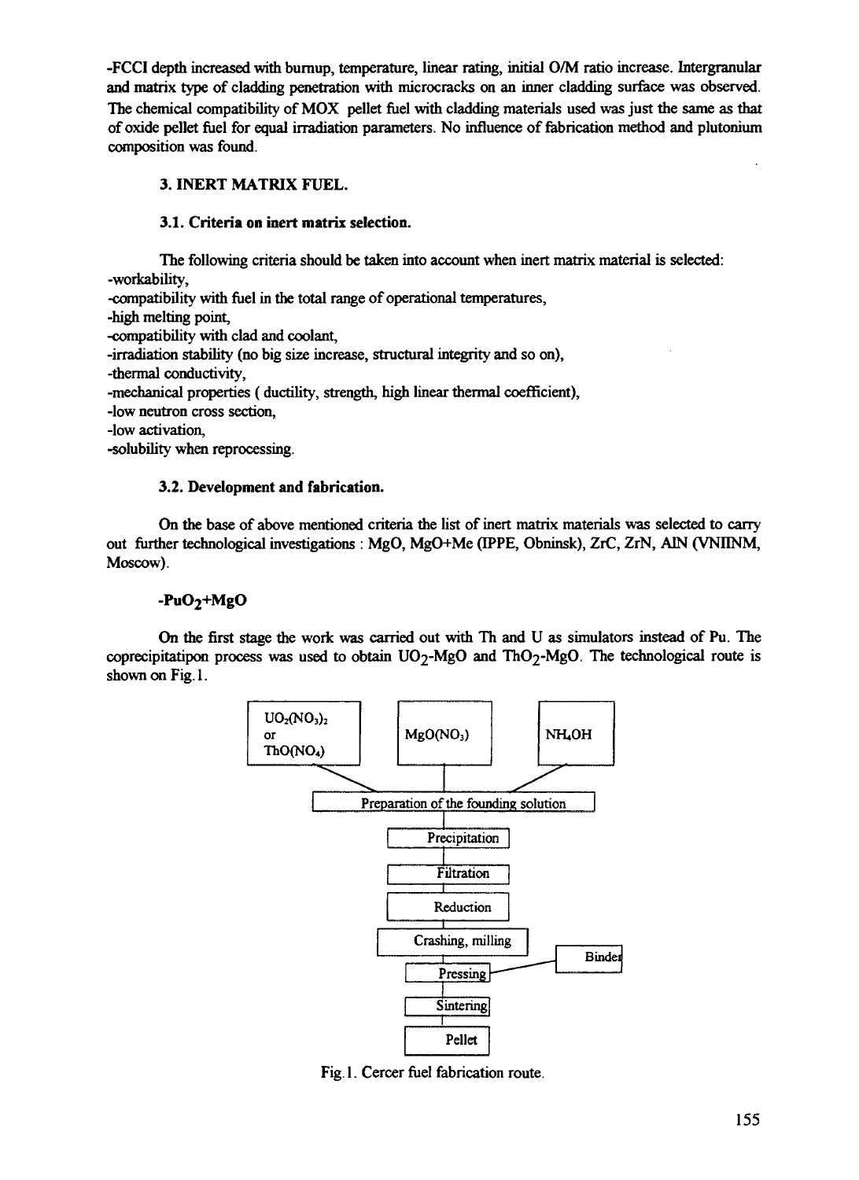-FCCI depth increased with burnup, temperature, linear rating, initial O/M ratio increase. Intergranular and matrix type of cladding penetration with microcracks on an inner cladding surface was observed. The chemical compatibility of MOX pellet fuel with cladding materials used was just the same as that of oxide pellet fuel for equal irradiation parameters. No influence of fabrication method and plutonium composition was found.

## 3. INERT MATRIX FUEL.

### 3.1. Criteria on inert matrix selection.

The following criteria should be taken into account when inert matrix material is selected:

-workability,
-compatibility with fuel in the total range of operational temperatures,
-high melting point,
-compatibility with clad and coolant,
-irradiation stability (no big size increase, structural integrity and so on),
-thermal conductivity,
-mechanical properties ( ductility, strength, high linear thermal coefficient),
-low neutron cross section,
-low activation,
-solubility when reprocessing.

### 3.2. Development and fabrication.

On the base of above mentioned criteria the list of inert matrix materials was selected to carry out further technological investigations : MgO, MgO+Me (IPPE, Obninsk), ZrC, ZrN, AlN (VNIINM, Moscow).

**-$PuO_2$+MgO**

On the first stage the work was carried out with Th and U as simulators instead of Pu. The coprecipitatipon process was used to obtain $UO_2$-MgO and $ThO_2$-MgO. The technological route is shown on Fig.1.

```
UO2(NO3)2 or ThO(NO4)    MgO(NO3)    NH4OH
              \              |          /
        Preparation of the founding solution
                       |
                  Precipitation
                       |
                   Filtration
                       |
                   Reduction
                       |
                Crashing, milling
                       |
                    Pressing  ---- Binder
                       |
                    Sintering
                       |
                     Pellet
```

Fig.1. Cercer fuel fabrication route.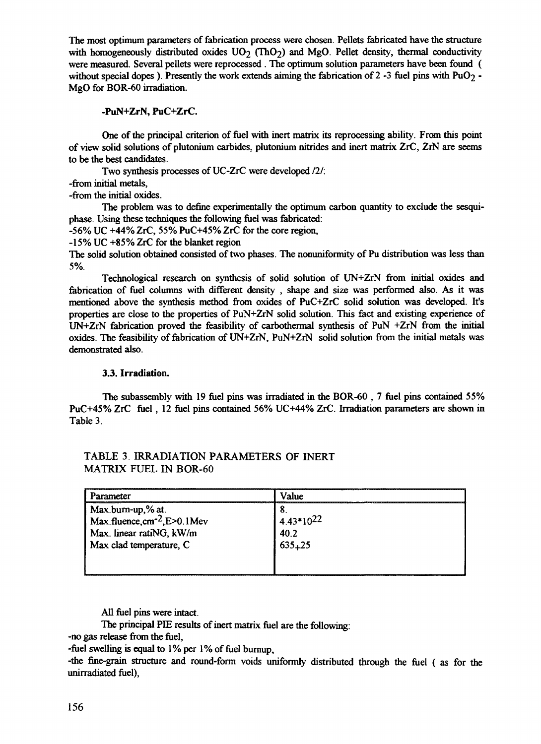The most optimum parameters of fabrication process were chosen. Pellets fabricated have the structure with homogeneously distributed oxides $UO_2$ ($ThO_2$) and MgO. Pellet density, thermal conductivity were measured. Several pellets were reprocessed . The optimum solution parameters have been found ( without special dopes ). Presently the work extends aiming the fabrication of 2 -3 fuel pins with $PuO_2$ - MgO for BOR-60 irradiation.

### -PuN+ZrN, PuC+ZrC.

One of the principal criterion of fuel with inert matrix its reprocessing ability. From this point of view solid solutions of plutonium carbides, plutonium nitrides and inert matrix ZrC, ZrN are seems to be the best candidates.

Two synthesis processes of UC-ZrC were developed /2/:

-from initial metals,

-from the initial oxides.

The problem was to define experimentally the optimum carbon quantity to exclude the sesqui-phase. Using these techniques the following fuel was fabricated:

-56% UC +44% ZrC, 55% PuC+45% ZrC for the core region,

-15% UC +85% ZrC for the blanket region

The solid solution obtained consisted of two phases. The nonuniformity of Pu distribution was less than 5%.

Technological research on synthesis of solid solution of UN+ZrN from initial oxides and fabrication of fuel columns with different density , shape and size was performed also. As it was mentioned above the synthesis method from oxides of PuC+ZrC solid solution was developed. It's properties are close to the properties of PuN+ZrN solid solution. This fact and existing experience of UN+ZrN fabrication proved the feasibility of carbothermal synthesis of PuN +ZrN from the initial oxides. The feasibility of fabrication of UN+ZrN, PuN+ZrN solid solution from the initial metals was demonstrated also.

### 3.3. Irradiation.

The subassembly with 19 fuel pins was irradiated in the BOR-60 , 7 fuel pins contained 55% PuC+45% ZrC fuel , 12 fuel pins contained 56% UC+44% ZrC. Irradiation parameters are shown in Table 3.

TABLE 3. IRRADIATION PARAMETERS OF INERT MATRIX FUEL IN BOR-60

| Parameter | Value |
|---|---|
| Max.burn-up,% at. | 8. |
| Max.fluence,$cm^{-2}$,E>0.1Mev | $4.43*10^{22}$ |
| Max. linear ratiNG, kW/m | 40.2 |
| Max clad temperature, C | $635 \pm 25$ |

All fuel pins were intact.

The principal PIE results of inert matrix fuel are the following:

-no gas release from the fuel,

-fuel swelling is equal to 1% per 1% of fuel burnup,

-the fine-grain structure and round-form voids uniformly distributed through the fuel ( as for the unirradiated fuel),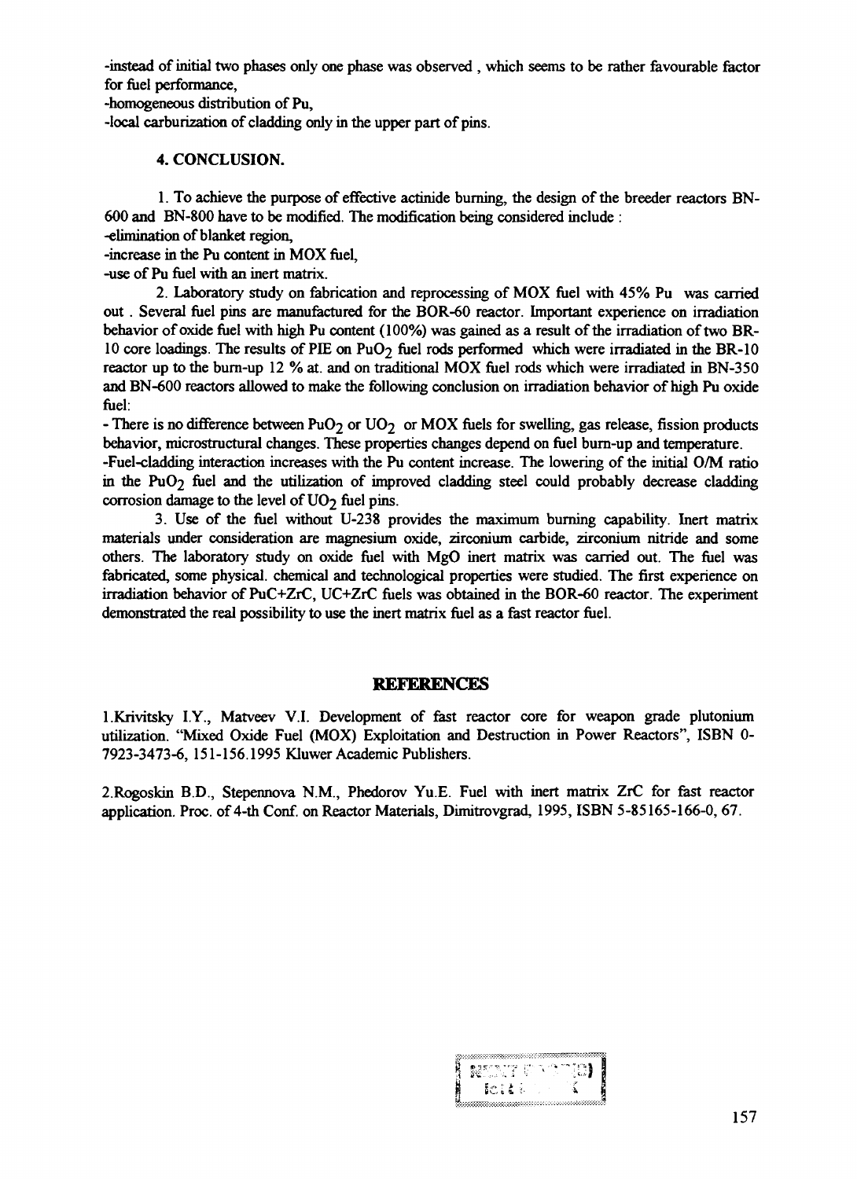-instead of initial two phases only one phase was observed , which seems to be rather favourable factor for fuel performance,

-homogeneous distribution of Pu,

-local carburization of cladding only in the upper part of pins.

## 4. CONCLUSION.

1. To achieve the purpose of effective actinide burning, the design of the breeder reactors BN-600 and BN-800 have to be modified. The modification being considered include :

-elimination of blanket region,

-increase in the Pu content in MOX fuel,

-use of Pu fuel with an inert matrix.

2. Laboratory study on fabrication and reprocessing of MOX fuel with 45% Pu was carried out . Several fuel pins are manufactured for the BOR-60 reactor. Important experience on irradiation behavior of oxide fuel with high Pu content (100%) was gained as a result of the irradiation of two BR-10 core loadings. The results of PIE on $PuO_2$ fuel rods performed which were irradiated in the BR-10 reactor up to the burn-up 12 % at. and on traditional MOX fuel rods which were irradiated in BN-350 and BN-600 reactors allowed to make the following conclusion on irradiation behavior of high Pu oxide fuel:

- There is no difference between $PuO_2$ or $UO_2$ or MOX fuels for swelling, gas release, fission products behavior, microstructural changes. These properties changes depend on fuel burn-up and temperature.

-Fuel-cladding interaction increases with the Pu content increase. The lowering of the initial O/M ratio in the $PuO_2$ fuel and the utilization of improved cladding steel could probably decrease cladding corrosion damage to the level of $UO_2$ fuel pins.

3. Use of the fuel without U-238 provides the maximum burning capability. Inert matrix materials under consideration are magnesium oxide, zirconium carbide, zirconium nitride and some others. The laboratory study on oxide fuel with MgO inert matrix was carried out. The fuel was fabricated, some physical. chemical and technological properties were studied. The first experience on irradiation behavior of PuC+ZrC, UC+ZrC fuels was obtained in the BOR-60 reactor. The experiment demonstrated the real possibility to use the inert matrix fuel as a fast reactor fuel.

## REFERENCES

1. Krivitsky I.Y., Matveev V.I. Development of fast reactor core for weapon grade plutonium utilization. "Mixed Oxide Fuel (MOX) Exploitation and Destruction in Power Reactors", ISBN 0-7923-3473-6, 151-156.1995 Kluwer Academic Publishers.

2. Rogoskin B.D., Stepennova N.M., Phedorov Yu.E. Fuel with inert matrix ZrC for fast reactor application. Proc. of 4-th Conf. on Reactor Materials, Dimitrovgrad, 1995, ISBN 5-85165-166-0, 67.